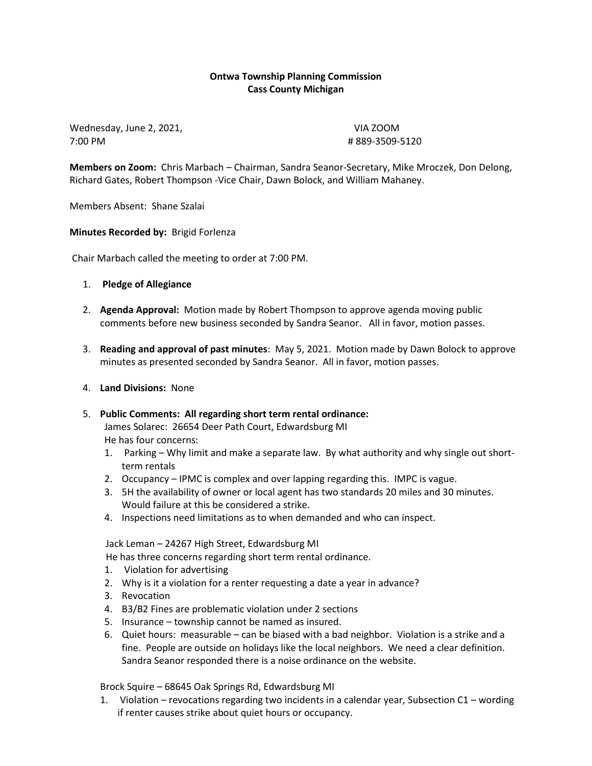**Ontwa Township Planning Commission**
**Cass County Michigan**

Wednesday, June 2, 2021, VIA ZOOM
7:00 PM # 889-3509-5120

**Members on Zoom:** Chris Marbach – Chairman, Sandra Seanor-Secretary, Mike Mroczek, Don Delong, Richard Gates, Robert Thompson -Vice Chair, Dawn Bolock, and William Mahaney.

Members Absent: Shane Szalai

**Minutes Recorded by:** Brigid Forlenza

Chair Marbach called the meeting to order at 7:00 PM.

1. **Pledge of Allegiance**

2. **Agenda Approval:** Motion made by Robert Thompson to approve agenda moving public comments before new business seconded by Sandra Seanor. All in favor, motion passes.

3. **Reading and approval of past minutes**: May 5, 2021. Motion made by Dawn Bolock to approve minutes as presented seconded by Sandra Seanor. All in favor, motion passes.

4. **Land Divisions:** None

5. **Public Comments: All regarding short term rental ordinance:**

   James Solarec: 26654 Deer Path Court, Edwardsburg MI
   He has four concerns:
   1. Parking – Why limit and make a separate law. By what authority and why single out short-term rentals
   2. Occupancy – IPMC is complex and over lapping regarding this. IMPC is vague.
   3. 5H the availability of owner or local agent has two standards 20 miles and 30 minutes. Would failure at this be considered a strike.
   4. Inspections need limitations as to when demanded and who can inspect.

   Jack Leman – 24267 High Street, Edwardsburg MI
   He has three concerns regarding short term rental ordinance.
   1. Violation for advertising
   2. Why is it a violation for a renter requesting a date a year in advance?
   3. Revocation
   4. B3/B2 Fines are problematic violation under 2 sections
   5. Insurance – township cannot be named as insured.
   6. Quiet hours: measurable – can be biased with a bad neighbor. Violation is a strike and a fine. People are outside on holidays like the local neighbors. We need a clear definition. Sandra Seanor responded there is a noise ordinance on the website.

   Brock Squire – 68645 Oak Springs Rd, Edwardsburg MI
   1. Violation – revocations regarding two incidents in a calendar year, Subsection C1 – wording if renter causes strike about quiet hours or occupancy.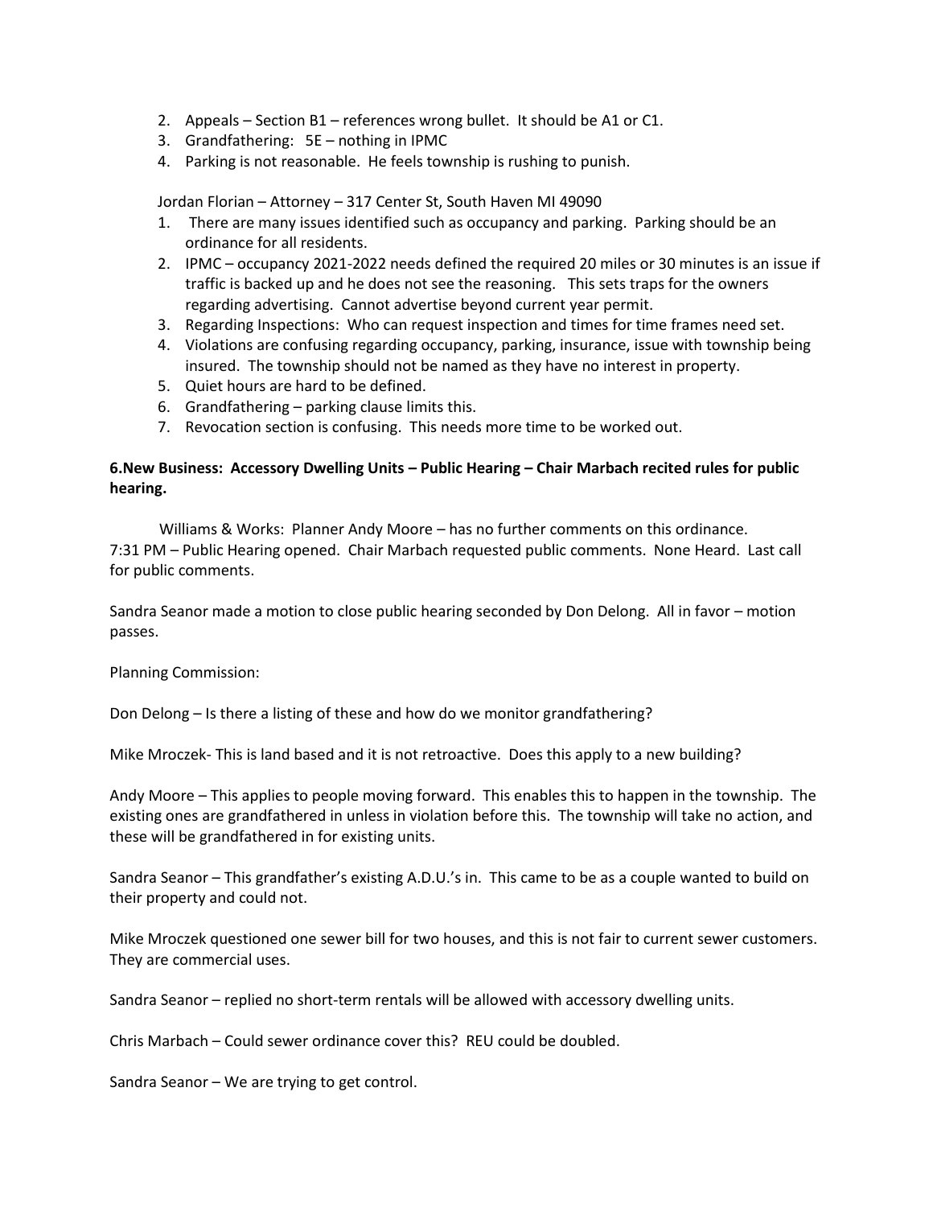2. Appeals – Section B1 – references wrong bullet. It should be A1 or C1.
3. Grandfathering: 5E – nothing in IPMC
4. Parking is not reasonable. He feels township is rushing to punish.

Jordan Florian – Attorney – 317 Center St, South Haven MI 49090

1. There are many issues identified such as occupancy and parking. Parking should be an ordinance for all residents.
2. IPMC – occupancy 2021-2022 needs defined the required 20 miles or 30 minutes is an issue if traffic is backed up and he does not see the reasoning. This sets traps for the owners regarding advertising. Cannot advertise beyond current year permit.
3. Regarding Inspections: Who can request inspection and times for time frames need set.
4. Violations are confusing regarding occupancy, parking, insurance, issue with township being insured. The township should not be named as they have no interest in property.
5. Quiet hours are hard to be defined.
6. Grandfathering – parking clause limits this.
7. Revocation section is confusing. This needs more time to be worked out.

**6.New Business: Accessory Dwelling Units – Public Hearing – Chair Marbach recited rules for public hearing.**

Williams & Works: Planner Andy Moore – has no further comments on this ordinance. 7:31 PM – Public Hearing opened. Chair Marbach requested public comments. None Heard. Last call for public comments.

Sandra Seanor made a motion to close public hearing seconded by Don Delong. All in favor – motion passes.

Planning Commission:

Don Delong – Is there a listing of these and how do we monitor grandfathering?

Mike Mroczek- This is land based and it is not retroactive. Does this apply to a new building?

Andy Moore – This applies to people moving forward. This enables this to happen in the township. The existing ones are grandfathered in unless in violation before this. The township will take no action, and these will be grandfathered in for existing units.

Sandra Seanor – This grandfather's existing A.D.U.'s in. This came to be as a couple wanted to build on their property and could not.

Mike Mroczek questioned one sewer bill for two houses, and this is not fair to current sewer customers. They are commercial uses.

Sandra Seanor – replied no short-term rentals will be allowed with accessory dwelling units.

Chris Marbach – Could sewer ordinance cover this? REU could be doubled.

Sandra Seanor – We are trying to get control.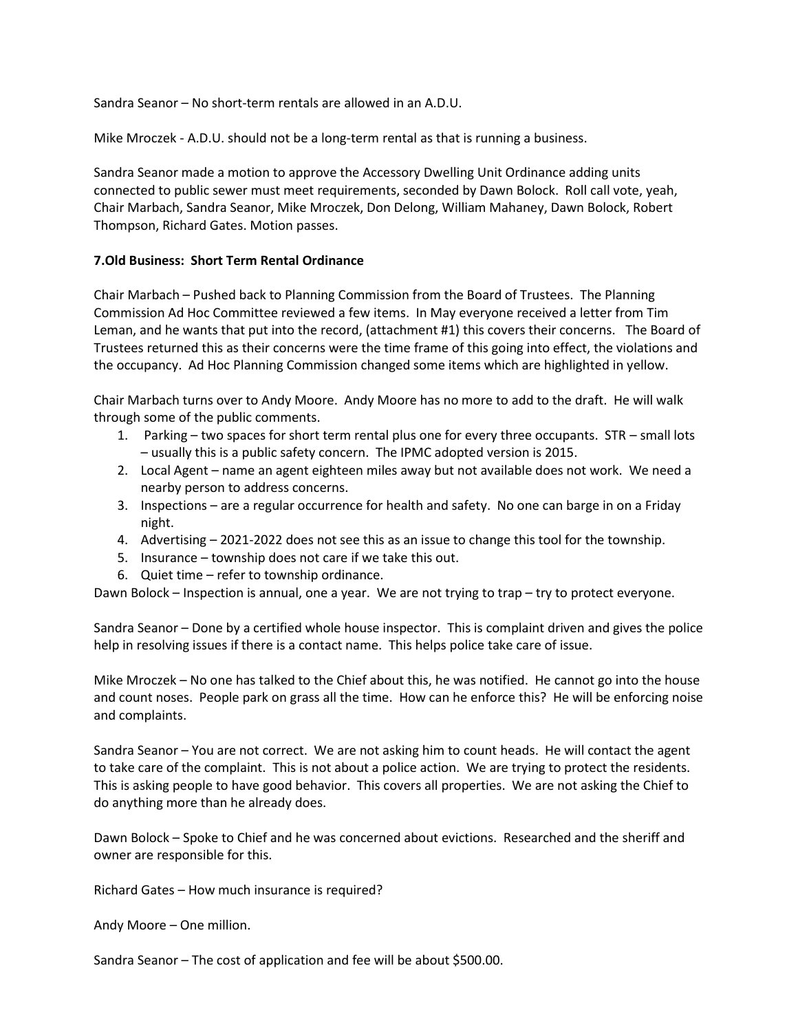Sandra Seanor – No short-term rentals are allowed in an A.D.U.

Mike Mroczek - A.D.U. should not be a long-term rental as that is running a business.

Sandra Seanor made a motion to approve the Accessory Dwelling Unit Ordinance adding units connected to public sewer must meet requirements, seconded by Dawn Bolock. Roll call vote, yeah, Chair Marbach, Sandra Seanor, Mike Mroczek, Don Delong, William Mahaney, Dawn Bolock, Robert Thompson, Richard Gates. Motion passes.

**7.Old Business: Short Term Rental Ordinance**

Chair Marbach – Pushed back to Planning Commission from the Board of Trustees. The Planning Commission Ad Hoc Committee reviewed a few items. In May everyone received a letter from Tim Leman, and he wants that put into the record, (attachment #1) this covers their concerns. The Board of Trustees returned this as their concerns were the time frame of this going into effect, the violations and the occupancy. Ad Hoc Planning Commission changed some items which are highlighted in yellow.

Chair Marbach turns over to Andy Moore. Andy Moore has no more to add to the draft. He will walk through some of the public comments.

1. Parking – two spaces for short term rental plus one for every three occupants. STR – small lots – usually this is a public safety concern. The IPMC adopted version is 2015.
2. Local Agent – name an agent eighteen miles away but not available does not work. We need a nearby person to address concerns.
3. Inspections – are a regular occurrence for health and safety. No one can barge in on a Friday night.
4. Advertising – 2021-2022 does not see this as an issue to change this tool for the township.
5. Insurance – township does not care if we take this out.
6. Quiet time – refer to township ordinance.

Dawn Bolock – Inspection is annual, one a year. We are not trying to trap – try to protect everyone.

Sandra Seanor – Done by a certified whole house inspector. This is complaint driven and gives the police help in resolving issues if there is a contact name. This helps police take care of issue.

Mike Mroczek – No one has talked to the Chief about this, he was notified. He cannot go into the house and count noses. People park on grass all the time. How can he enforce this? He will be enforcing noise and complaints.

Sandra Seanor – You are not correct. We are not asking him to count heads. He will contact the agent to take care of the complaint. This is not about a police action. We are trying to protect the residents. This is asking people to have good behavior. This covers all properties. We are not asking the Chief to do anything more than he already does.

Dawn Bolock – Spoke to Chief and he was concerned about evictions. Researched and the sheriff and owner are responsible for this.

Richard Gates – How much insurance is required?

Andy Moore – One million.

Sandra Seanor – The cost of application and fee will be about $500.00.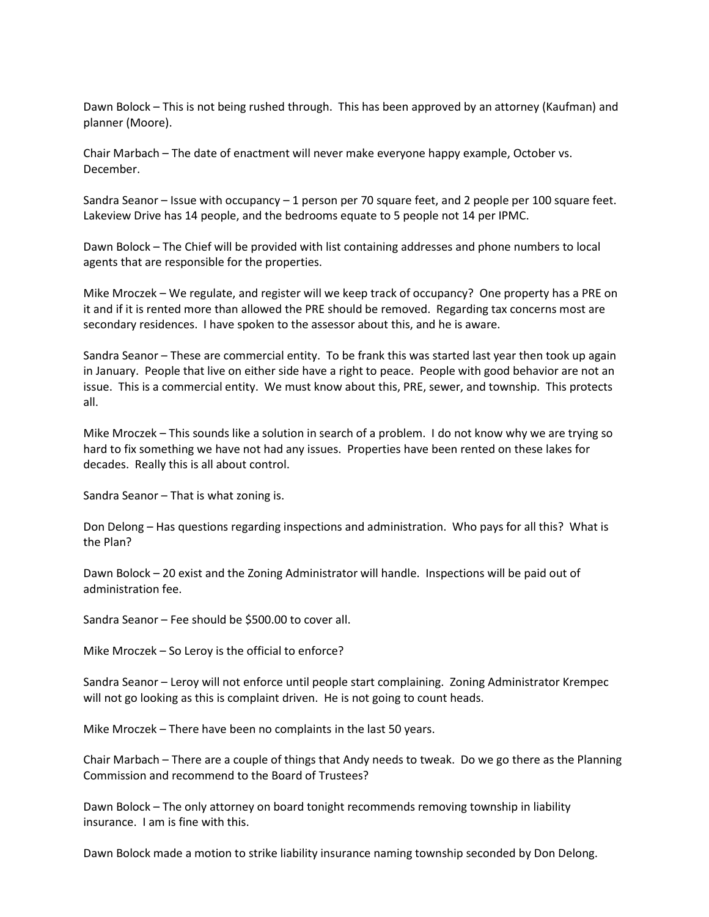Dawn Bolock – This is not being rushed through. This has been approved by an attorney (Kaufman) and planner (Moore).

Chair Marbach – The date of enactment will never make everyone happy example, October vs. December.

Sandra Seanor – Issue with occupancy – 1 person per 70 square feet, and 2 people per 100 square feet. Lakeview Drive has 14 people, and the bedrooms equate to 5 people not 14 per IPMC.

Dawn Bolock – The Chief will be provided with list containing addresses and phone numbers to local agents that are responsible for the properties.

Mike Mroczek – We regulate, and register will we keep track of occupancy? One property has a PRE on it and if it is rented more than allowed the PRE should be removed. Regarding tax concerns most are secondary residences. I have spoken to the assessor about this, and he is aware.

Sandra Seanor – These are commercial entity. To be frank this was started last year then took up again in January. People that live on either side have a right to peace. People with good behavior are not an issue. This is a commercial entity. We must know about this, PRE, sewer, and township. This protects all.

Mike Mroczek – This sounds like a solution in search of a problem. I do not know why we are trying so hard to fix something we have not had any issues. Properties have been rented on these lakes for decades. Really this is all about control.

Sandra Seanor – That is what zoning is.

Don Delong – Has questions regarding inspections and administration. Who pays for all this? What is the Plan?

Dawn Bolock – 20 exist and the Zoning Administrator will handle. Inspections will be paid out of administration fee.

Sandra Seanor – Fee should be $500.00 to cover all.

Mike Mroczek – So Leroy is the official to enforce?

Sandra Seanor – Leroy will not enforce until people start complaining. Zoning Administrator Krempec will not go looking as this is complaint driven. He is not going to count heads.

Mike Mroczek – There have been no complaints in the last 50 years.

Chair Marbach – There are a couple of things that Andy needs to tweak. Do we go there as the Planning Commission and recommend to the Board of Trustees?

Dawn Bolock – The only attorney on board tonight recommends removing township in liability insurance. I am is fine with this.

Dawn Bolock made a motion to strike liability insurance naming township seconded by Don Delong.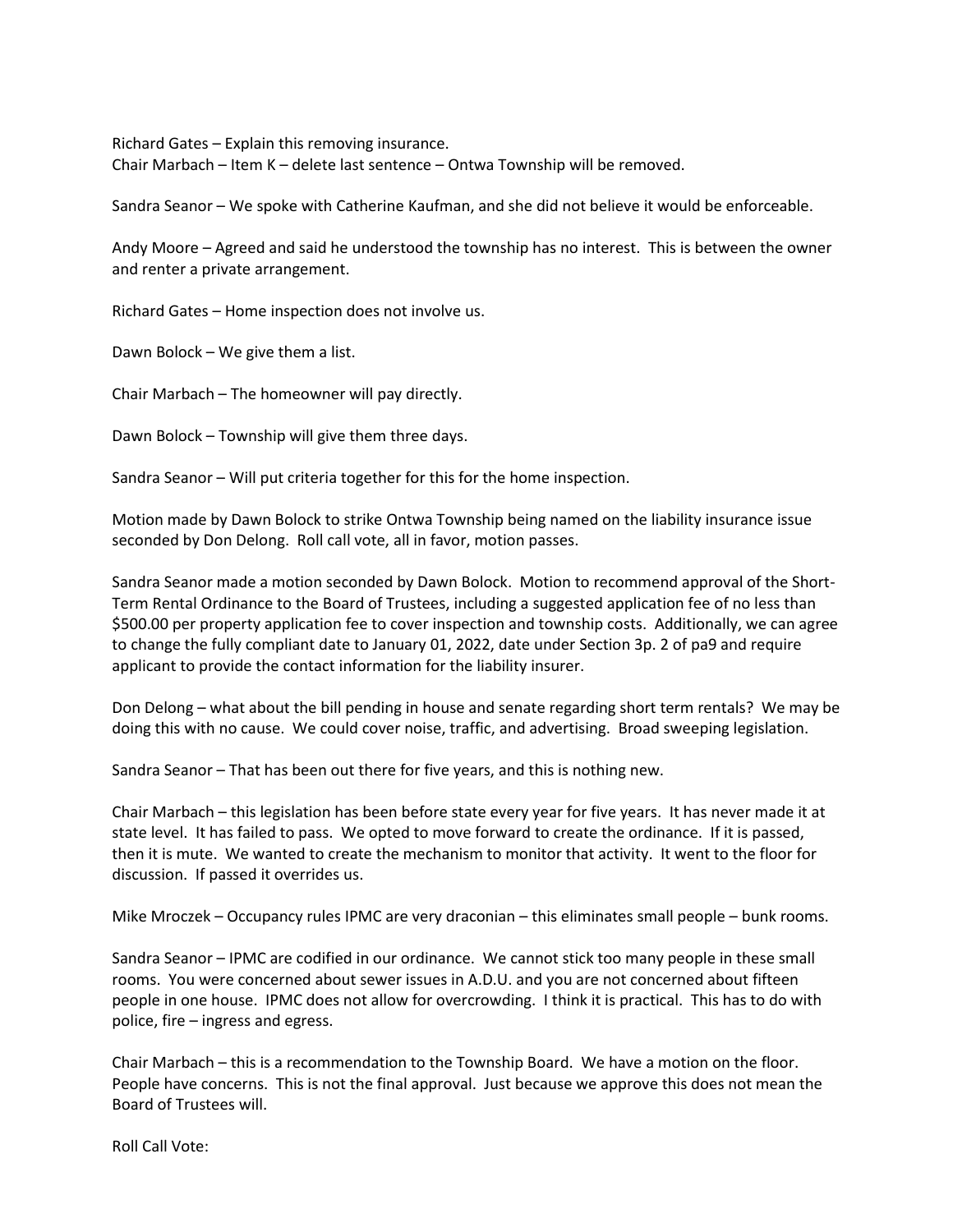Richard Gates – Explain this removing insurance.
Chair Marbach – Item K – delete last sentence – Ontwa Township will be removed.

Sandra Seanor – We spoke with Catherine Kaufman, and she did not believe it would be enforceable.

Andy Moore – Agreed and said he understood the township has no interest. This is between the owner and renter a private arrangement.

Richard Gates – Home inspection does not involve us.

Dawn Bolock – We give them a list.

Chair Marbach – The homeowner will pay directly.

Dawn Bolock – Township will give them three days.

Sandra Seanor – Will put criteria together for this for the home inspection.

Motion made by Dawn Bolock to strike Ontwa Township being named on the liability insurance issue seconded by Don Delong. Roll call vote, all in favor, motion passes.

Sandra Seanor made a motion seconded by Dawn Bolock. Motion to recommend approval of the Short-Term Rental Ordinance to the Board of Trustees, including a suggested application fee of no less than $500.00 per property application fee to cover inspection and township costs. Additionally, we can agree to change the fully compliant date to January 01, 2022, date under Section 3p. 2 of pa9 and require applicant to provide the contact information for the liability insurer.

Don Delong – what about the bill pending in house and senate regarding short term rentals? We may be doing this with no cause. We could cover noise, traffic, and advertising. Broad sweeping legislation.

Sandra Seanor – That has been out there for five years, and this is nothing new.

Chair Marbach – this legislation has been before state every year for five years. It has never made it at state level. It has failed to pass. We opted to move forward to create the ordinance. If it is passed, then it is mute. We wanted to create the mechanism to monitor that activity. It went to the floor for discussion. If passed it overrides us.

Mike Mroczek – Occupancy rules IPMC are very draconian – this eliminates small people – bunk rooms.

Sandra Seanor – IPMC are codified in our ordinance. We cannot stick too many people in these small rooms. You were concerned about sewer issues in A.D.U. and you are not concerned about fifteen people in one house. IPMC does not allow for overcrowding. I think it is practical. This has to do with police, fire – ingress and egress.

Chair Marbach – this is a recommendation to the Township Board. We have a motion on the floor. People have concerns. This is not the final approval. Just because we approve this does not mean the Board of Trustees will.

Roll Call Vote: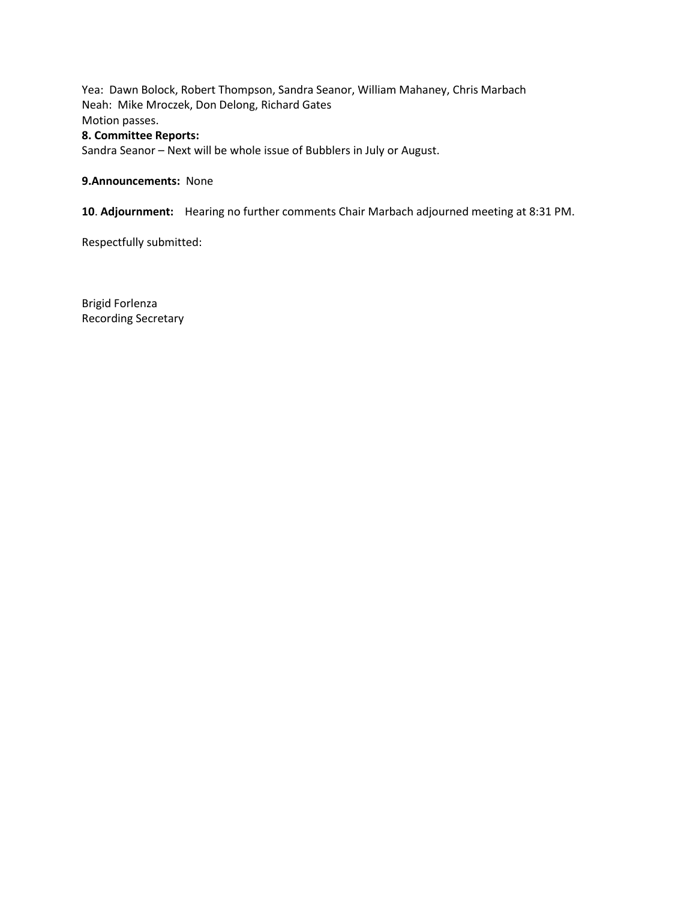Yea: Dawn Bolock, Robert Thompson, Sandra Seanor, William Mahaney, Chris Marbach
Neah: Mike Mroczek, Don Delong, Richard Gates
Motion passes.

**8. Committee Reports:**
Sandra Seanor – Next will be whole issue of Bubblers in July or August.

**9.Announcements:** None

**10**. **Adjournment:** Hearing no further comments Chair Marbach adjourned meeting at 8:31 PM.

Respectfully submitted:

Brigid Forlenza
Recording Secretary